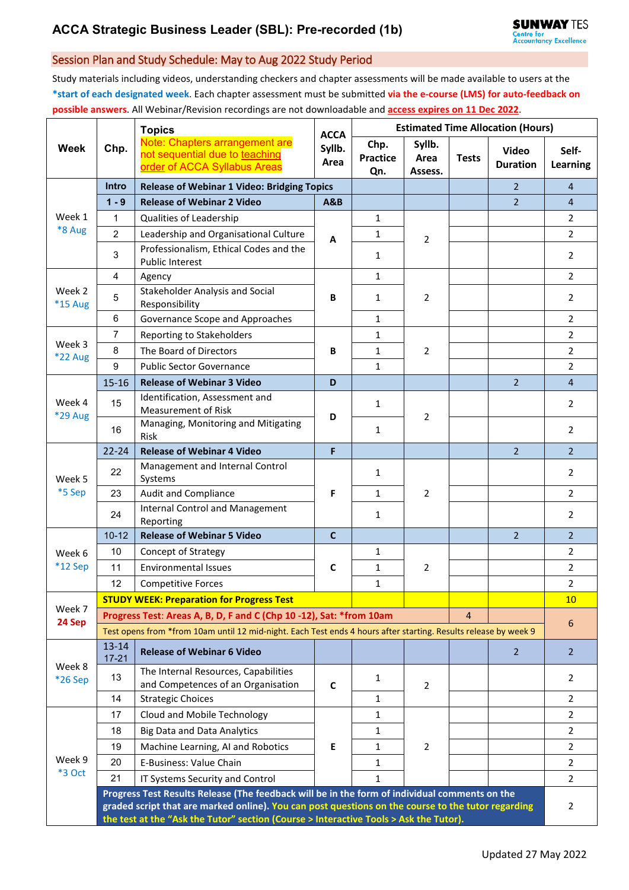# ACCA Strategic Business Leader (SBL): Pre-recorded (1b)

SUNWAY TES Centre for Accountancy Excellence

## Session Plan and Study Schedule: May to Aug 2022 Study Period

Study materials including videos, understanding checkers and chapter assessments will be made available to users at the **\*start of each designated week**. Each chapter assessment must be submitted **via the e-course (LMS) for auto-feedback on possible answers**. All Webinar/Revision recordings are not downloadable and **access expires on 11 Dec 2022**.

| Week | Chp. | Topics<br>Note: Chapters arrangement are not sequential due to teaching order of ACCA Syllabus Areas | ACCA Syllb. Area | Estimated Time Allocation (Hours) | | | | |
|---|---|---|---|---|---|---|---|---|
| | | | | Chp. Practice Qn. | Syllb. Area Assess. | Tests | Video Duration | Self-Learning |
| Week 1<br>*8 Aug | Intro | **Release of Webinar 1 Video: Bridging Topics** | | | | | 2 | 4 |
| | 1 - 9 | **Release of Webinar 2 Video** | A&B | | | | 2 | 4 |
| | 1 | Qualities of Leadership | A | 1 | 2 | | | 2 |
| | 2 | Leadership and Organisational Culture | | 1 | | | | 2 |
| | 3 | Professionalism, Ethical Codes and the Public Interest | | 1 | | | | 2 |
| Week 2<br>*15 Aug | 4 | Agency | B | 1 | 2 | | | 2 |
| | 5 | Stakeholder Analysis and Social Responsibility | | 1 | | | | 2 |
| | 6 | Governance Scope and Approaches | | 1 | | | | 2 |
| Week 3<br>*22 Aug | 7 | Reporting to Stakeholders | B | 1 | 2 | | | 2 |
| | 8 | The Board of Directors | | 1 | | | | 2 |
| | 9 | Public Sector Governance | | 1 | | | | 2 |
| Week 4<br>*29 Aug | 15-16 | **Release of Webinar 3 Video** | D | | | | 2 | 4 |
| | 15 | Identification, Assessment and Measurement of Risk | D | 1 | 2 | | | 2 |
| | 16 | Managing, Monitoring and Mitigating Risk | | 1 | | | | 2 |
| Week 5<br>*5 Sep | 22-24 | **Release of Webinar 4 Video** | F | | | | 2 | 2 |
| | 22 | Management and Internal Control Systems | F | 1 | 2 | | | 2 |
| | 23 | Audit and Compliance | | 1 | | | | 2 |
| | 24 | Internal Control and Management Reporting | | 1 | | | | 2 |
| Week 6<br>*12 Sep | 10-12 | **Release of Webinar 5 Video** | C | | | | 2 | 2 |
| | 10 | Concept of Strategy | C | 1 | 2 | | | 2 |
| | 11 | Environmental Issues | | 1 | | | | 2 |
| | 12 | Competitive Forces | | 1 | | | | 2 |
| Week 7<br>**24 Sep** | **STUDY WEEK: Preparation for Progress Test** | | | | | | | 10 |
| | **Progress Test: Areas A, B, D, F and C (Chp 10 -12), Sat: \*from 10am** | | | | | 4 | | 6 |
| | Test opens from \*from 10am until 12 mid-night. Each Test ends 4 hours after starting. Results release by week 9 | | | | | | | |
| Week 8<br>*26 Sep | 13-14<br>17-21 | **Release of Webinar 6 Video** | | | | | 2 | 2 |
| | 13 | The Internal Resources, Capabilities and Competences of an Organisation | C | 1 | 2 | | | 2 |
| | 14 | Strategic Choices | | 1 | | | | 2 |
| Week 9<br>*3 Oct | 17 | Cloud and Mobile Technology | E | 1 | 2 | | | 2 |
| | 18 | Big Data and Data Analytics | | 1 | | | | 2 |
| | 19 | Machine Learning, AI and Robotics | | 1 | | | | 2 |
| | 20 | E-Business: Value Chain | | 1 | | | | 2 |
| | 21 | IT Systems Security and Control | | 1 | | | | 2 |
| | **Progress Test Results Release (The feedback will be in the form of individual comments on the graded script that are marked online). You can post questions on the course to the tutor regarding the test at the "Ask the Tutor" section (Course > Interactive Tools > Ask the Tutor).** | | | | | | | 2 |

Updated 27 May 2022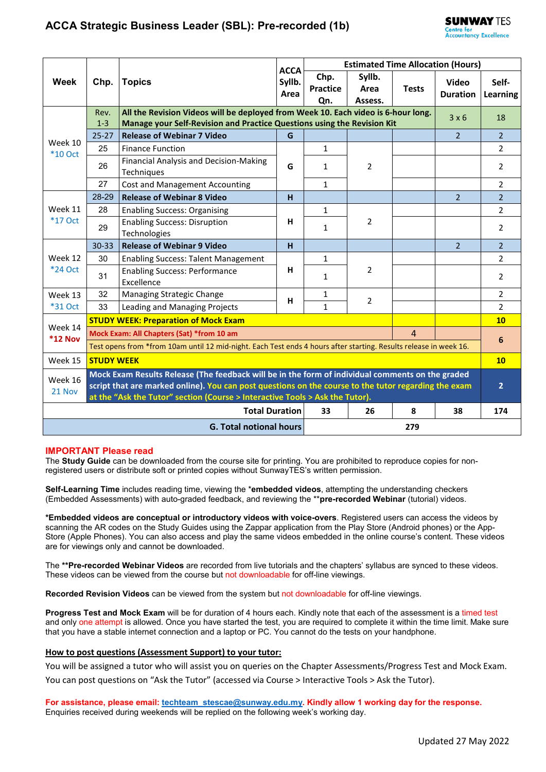# ACCA Strategic Business Leader (SBL): Pre-recorded (1b)

| Week | Chp. | Topics | ACCA Syllb. Area | Estimated Time Allocation (Hours) | | | | |
|---|---|---|---|---|---|---|---|---|
| | | | | Chp. Practice Qn. | Syllb. Area Assess. | Tests | Video Duration | Self-Learning |
| Week 10 *10 Oct | Rev. 1-3 | **All the Revision Videos will be deployed from Week 10. Each video is 6-hour long. Manage your Self-Revision and Practice Questions using the Revision Kit** | | | | | 3 x 6 | 18 |
| | 25-27 | **Release of Webinar 7 Video** | G | | | | 2 | 2 |
| | 25 | Finance Function | G | 1 | 2 | | | 2 |
| | 26 | Financial Analysis and Decision-Making Techniques | | 1 | | | | 2 |
| | 27 | Cost and Management Accounting | | 1 | | | | 2 |
| Week 11 *17 Oct | 28-29 | **Release of Webinar 8 Video** | H | | | | 2 | 2 |
| | 28 | Enabling Success: Organising | H | 1 | 2 | | | 2 |
| | 29 | Enabling Success: Disruption Technologies | | 1 | | | | 2 |
| Week 12 *24 Oct | 30-33 | **Release of Webinar 9 Video** | H | | | | 2 | 2 |
| | 30 | Enabling Success: Talent Management | H | 1 | 2 | | | 2 |
| | 31 | Enabling Success: Performance Excellence | | 1 | | | | 2 |
| Week 13 *31 Oct | 32 | Managing Strategic Change | H | 1 | 2 | | | 2 |
| | 33 | Leading and Managing Projects | | 1 | | | | 2 |
| Week 14 *12 Nov | **STUDY WEEK: Preparation of Mock Exam** | | | | | | | **10** |
| | **Mock Exam: All Chapters (Sat) *from 10 am** | | | | | 4 | | **6** |
| | Test opens from *from 10am until 12 mid-night. Each Test ends 4 hours after starting. Results release in week 16. | | | | | | | |
| Week 15 | **STUDY WEEK** | | | | | | | **10** |
| Week 16 21 Nov | **Mock Exam Results Release (The feedback will be in the form of individual comments on the graded script that are marked online). You can post questions on the course to the tutor regarding the exam at the "Ask the Tutor" section (Course > Interactive Tools > Ask the Tutor).** | | | | | | | **2** |
| **Total Duration** | | | | **33** | **26** | **8** | **38** | **174** |
| **G. Total notional hours** | | | | **279** | | | | |

**IMPORTANT Please read**

The **Study Guide** can be downloaded from the course site for printing. You are prohibited to reproduce copies for non-registered users or distribute soft or printed copies without SunwayTES's written permission.

**Self-Learning Time** includes reading time, viewing the ***embedded videos**, attempting the understanding checkers (Embedded Assessments) with auto-graded feedback, and reviewing the ****pre-recorded Webinar** (tutorial) videos.

***Embedded videos are conceptual or introductory videos with voice-overs**. Registered users can access the videos by scanning the AR codes on the Study Guides using the Zappar application from the Play Store (Android phones) or the App-Store (Apple Phones). You can also access and play the same videos embedded in the online course's content. These videos are for viewings only and cannot be downloaded.

The ****Pre-recorded Webinar Videos** are recorded from live tutorials and the chapters' syllabus are synced to these videos. These videos can be viewed from the course but not downloadable for off-line viewings.

**Recorded Revision Videos** can be viewed from the system but not downloadable for off-line viewings.

**Progress Test and Mock Exam** will be for duration of 4 hours each. Kindly note that each of the assessment is a timed test and only one attempt is allowed. Once you have started the test, you are required to complete it within the time limit. Make sure that you have a stable internet connection and a laptop or PC. You cannot do the tests on your handphone.

**How to post questions (Assessment Support) to your tutor:**

You will be assigned a tutor who will assist you on queries on the Chapter Assessments/Progress Test and Mock Exam. You can post questions on "Ask the Tutor" (accessed via Course > Interactive Tools > Ask the Tutor).

**For assistance, please email: techteam_stescae@sunway.edu.my. Kindly allow 1 working day for the response.**
Enquiries received during weekends will be replied on the following week's working day.

Updated 27 May 2022